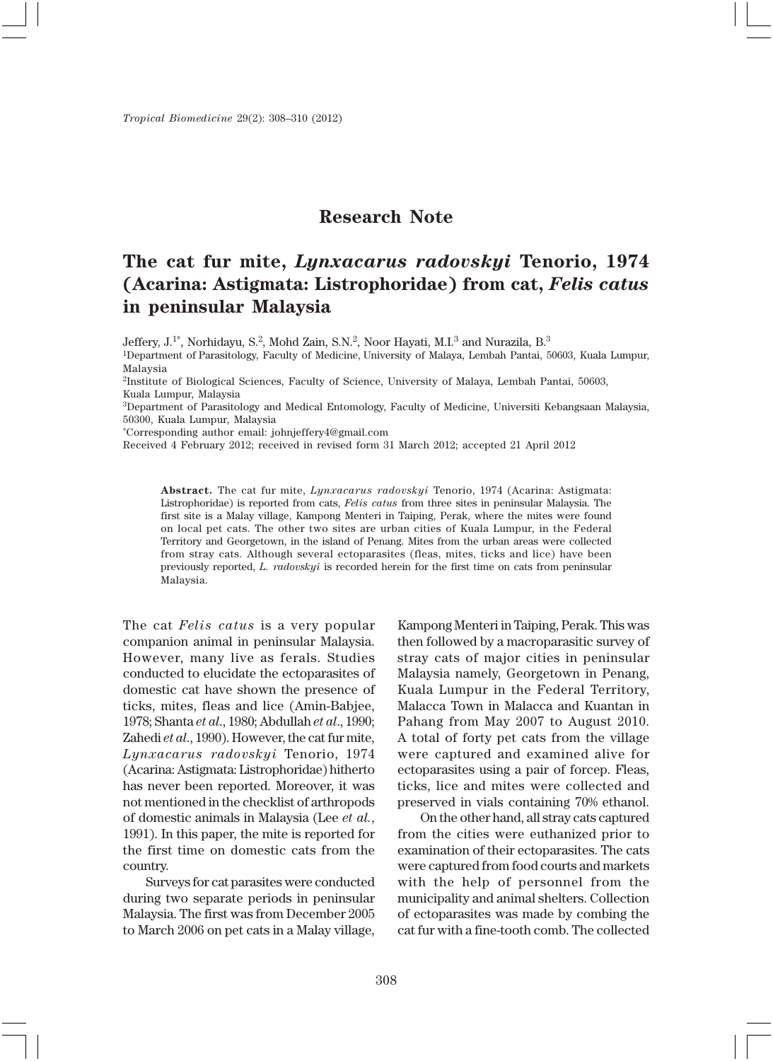## Research Note

# The cat fur mite, *Lynxacarus radovskyi* Tenorio, 1974 (Acarina: Astigmata: Listrophoridae) from cat, *Felis catus* in peninsular Malaysia

Jeffery, J.[1*], Norhidayu, S.[2], Mohd Zain, S.N.[2], Noor Hayati, M.I.[3] and Nurazila, B.[3]

[1]Department of Parasitology, Faculty of Medicine, University of Malaya, Lembah Pantai, 50603, Kuala Lumpur, Malaysia

[2]Institute of Biological Sciences, Faculty of Science, University of Malaya, Lembah Pantai, 50603, Kuala Lumpur, Malaysia

[3]Department of Parasitology and Medical Entomology, Faculty of Medicine, Universiti Kebangsaan Malaysia, 50300, Kuala Lumpur, Malaysia

[*]Corresponding author email: johnjeffery4@gmail.com

Received 4 February 2012; received in revised form 31 March 2012; accepted 21 April 2012

**Abstract.** The cat fur mite, *Lynxacarus radovskyi* Tenorio, 1974 (Acarina: Astigmata: Listrophoridae) is reported from cats, *Felis catus* from three sites in peninsular Malaysia. The first site is a Malay village, Kampong Menteri in Taiping, Perak, where the mites were found on local pet cats. The other two sites are urban cities of Kuala Lumpur, in the Federal Territory and Georgetown, in the island of Penang. Mites from the urban areas were collected from stray cats. Although several ectoparasites (fleas, mites, ticks and lice) have been previously reported, *L. radovskyi* is recorded herein for the first time on cats from peninsular Malaysia.

The cat *Felis catus* is a very popular companion animal in peninsular Malaysia. However, many live as ferals. Studies conducted to elucidate the ectoparasites of domestic cat have shown the presence of ticks, mites, fleas and lice (Amin-Babjee, 1978; Shanta *et al*., 1980; Abdullah *et al*., 1990; Zahedi *et al*., 1990). However, the cat fur mite, *Lynxacarus radovskyi* Tenorio, 1974 (Acarina: Astigmata: Listrophoridae) hitherto has never been reported. Moreover, it was not mentioned in the checklist of arthropods of domestic animals in Malaysia (Lee *et al.*, 1991). In this paper, the mite is reported for the first time on domestic cats from the country.

Surveys for cat parasites were conducted during two separate periods in peninsular Malaysia. The first was from December 2005 to March 2006 on pet cats in a Malay village, Kampong Menteri in Taiping, Perak. This was then followed by a macroparasitic survey of stray cats of major cities in peninsular Malaysia namely, Georgetown in Penang, Kuala Lumpur in the Federal Territory, Malacca Town in Malacca and Kuantan in Pahang from May 2007 to August 2010. A total of forty pet cats from the village were captured and examined alive for ectoparasites using a pair of forcep. Fleas, ticks, lice and mites were collected and preserved in vials containing 70% ethanol.

On the other hand, all stray cats captured from the cities were euthanized prior to examination of their ectoparasites. The cats were captured from food courts and markets with the help of personnel from the municipality and animal shelters. Collection of ectoparasites was made by combing the cat fur with a fine-tooth comb. The collected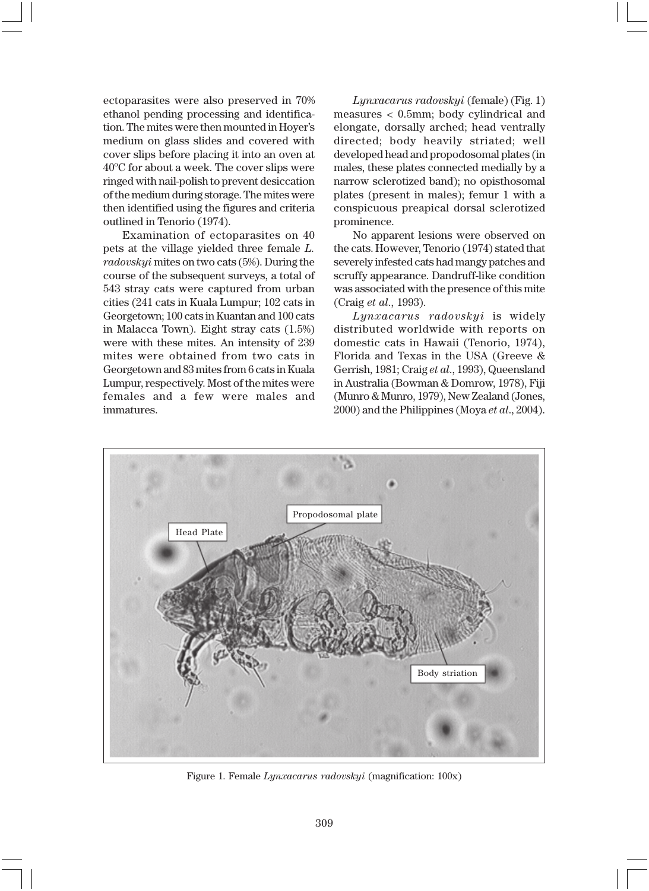ectoparasites were also preserved in 70% ethanol pending processing and identification. The mites were then mounted in Hoyer's medium on glass slides and covered with cover slips before placing it into an oven at 40ºC for about a week. The cover slips were ringed with nail-polish to prevent desiccation of the medium during storage. The mites were then identified using the figures and criteria outlined in Tenorio (1974).

Examination of ectoparasites on 40 pets at the village yielded three female *L. radovskyi* mites on two cats (5%). During the course of the subsequent surveys, a total of 543 stray cats were captured from urban cities (241 cats in Kuala Lumpur; 102 cats in Georgetown; 100 cats in Kuantan and 100 cats in Malacca Town). Eight stray cats (1.5%) were with these mites. An intensity of 239 mites were obtained from two cats in Georgetown and 83 mites from 6 cats in Kuala Lumpur, respectively. Most of the mites were females and a few were males and immatures.

*Lynxacarus radovskyi* (female) (Fig. 1) measures < 0.5mm; body cylindrical and elongate, dorsally arched; head ventrally directed; body heavily striated; well developed head and propodosomal plates (in males, these plates connected medially by a narrow sclerotized band); no opisthosomal plates (present in males); femur 1 with a conspicuous preapical dorsal sclerotized prominence.

No apparent lesions were observed on the cats. However, Tenorio (1974) stated that severely infested cats had mangy patches and scruffy appearance. Dandruff-like condition was associated with the presence of this mite (Craig *et al.*, 1993).

*Lynxacarus radovskyi* is widely distributed worldwide with reports on domestic cats in Hawaii (Tenorio, 1974), Florida and Texas in the USA (Greeve & Gerrish, 1981; Craig *et al.*, 1993), Queensland in Australia (Bowman & Domrow, 1978), Fiji (Munro & Munro, 1979), New Zealand (Jones, 2000) and the Philippines (Moya *et al.*, 2004).

Figure 1. Female *Lynxacarus radovskyi* (magnification: 100x)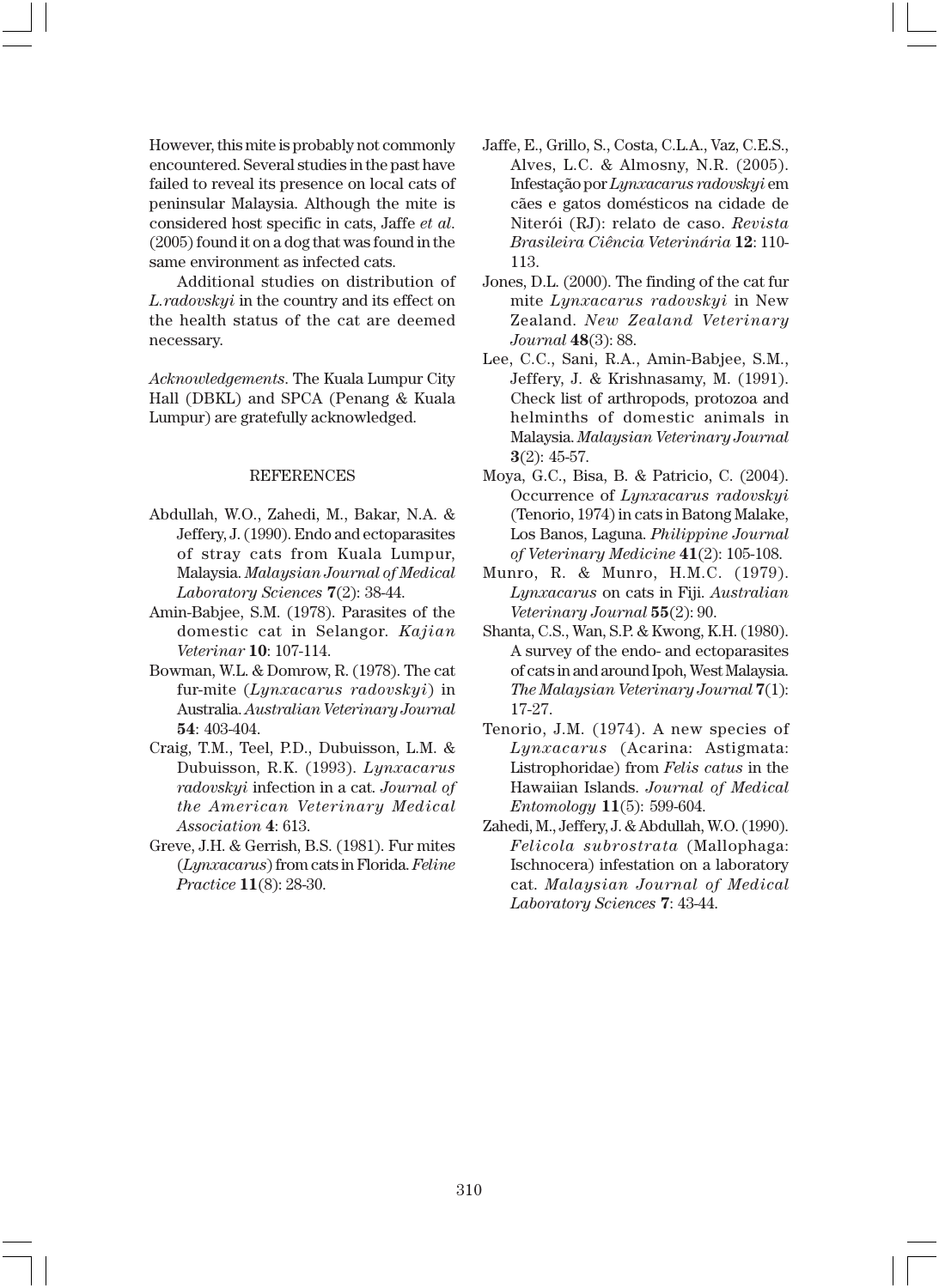However, this mite is probably not commonly encountered. Several studies in the past have failed to reveal its presence on local cats of peninsular Malaysia. Although the mite is considered host specific in cats, Jaffe *et al.* (2005) found it on a dog that was found in the same environment as infected cats.

Additional studies on distribution of *L.radovskyi* in the country and its effect on the health status of the cat are deemed necessary.

*Acknowledgements.* The Kuala Lumpur City Hall (DBKL) and SPCA (Penang & Kuala Lumpur) are gratefully acknowledged.

## REFERENCES

Abdullah, W.O., Zahedi, M., Bakar, N.A. & Jeffery, J. (1990). Endo and ectoparasites of stray cats from Kuala Lumpur, Malaysia. *Malaysian Journal of Medical Laboratory Sciences* **7**(2): 38-44.

Amin-Babjee, S.M. (1978). Parasites of the domestic cat in Selangor. *Kajian Veterinar* **10**: 107-114.

Bowman, W.L. & Domrow, R. (1978). The cat fur-mite (*Lynxacarus radovskyi*) in Australia. *Australian Veterinary Journal* **54**: 403-404.

Craig, T.M., Teel, P.D., Dubuisson, L.M. & Dubuisson, R.K. (1993). *Lynxacarus radovskyi* infection in a cat. *Journal of the American Veterinary Medical Association* **4**: 613.

Greve, J.H. & Gerrish, B.S. (1981). Fur mites (*Lynxacarus*) from cats in Florida. *Feline Practice* **11**(8): 28-30.

Jaffe, E., Grillo, S., Costa, C.L.A., Vaz, C.E.S., Alves, L.C. & Almosny, N.R. (2005). Infestação por *Lynxacarus radovskyi* em cães e gatos domésticos na cidade de Niterói (RJ): relato de caso. *Revista Brasileira Ciência Veterinária* **12**: 110-113.

Jones, D.L. (2000). The finding of the cat fur mite *Lynxacarus radovskyi* in New Zealand. *New Zealand Veterinary Journal* **48**(3): 88.

Lee, C.C., Sani, R.A., Amin-Babjee, S.M., Jeffery, J. & Krishnasamy, M. (1991). Check list of arthropods, protozoa and helminths of domestic animals in Malaysia. *Malaysian Veterinary Journal* **3**(2): 45-57.

Moya, G.C., Bisa, B. & Patricio, C. (2004). Occurrence of *Lynxacarus radovskyi* (Tenorio, 1974) in cats in Batong Malake, Los Banos, Laguna. *Philippine Journal of Veterinary Medicine* **41**(2): 105-108.

Munro, R. & Munro, H.M.C. (1979). *Lynxacarus* on cats in Fiji. *Australian Veterinary Journal* **55**(2): 90.

Shanta, C.S., Wan, S.P. & Kwong, K.H. (1980). A survey of the endo- and ectoparasites of cats in and around Ipoh, West Malaysia. *The Malaysian Veterinary Journal* **7**(1): 17-27.

Tenorio, J.M. (1974). A new species of *Lynxacarus* (Acarina: Astigmata: Listrophoridae) from *Felis catus* in the Hawaiian Islands. *Journal of Medical Entomology* **11**(5): 599-604.

Zahedi, M., Jeffery, J. & Abdullah, W.O. (1990). *Felicola subrostrata* (Mallophaga: Ischnocera) infestation on a laboratory cat. *Malaysian Journal of Medical Laboratory Sciences* **7**: 43-44.